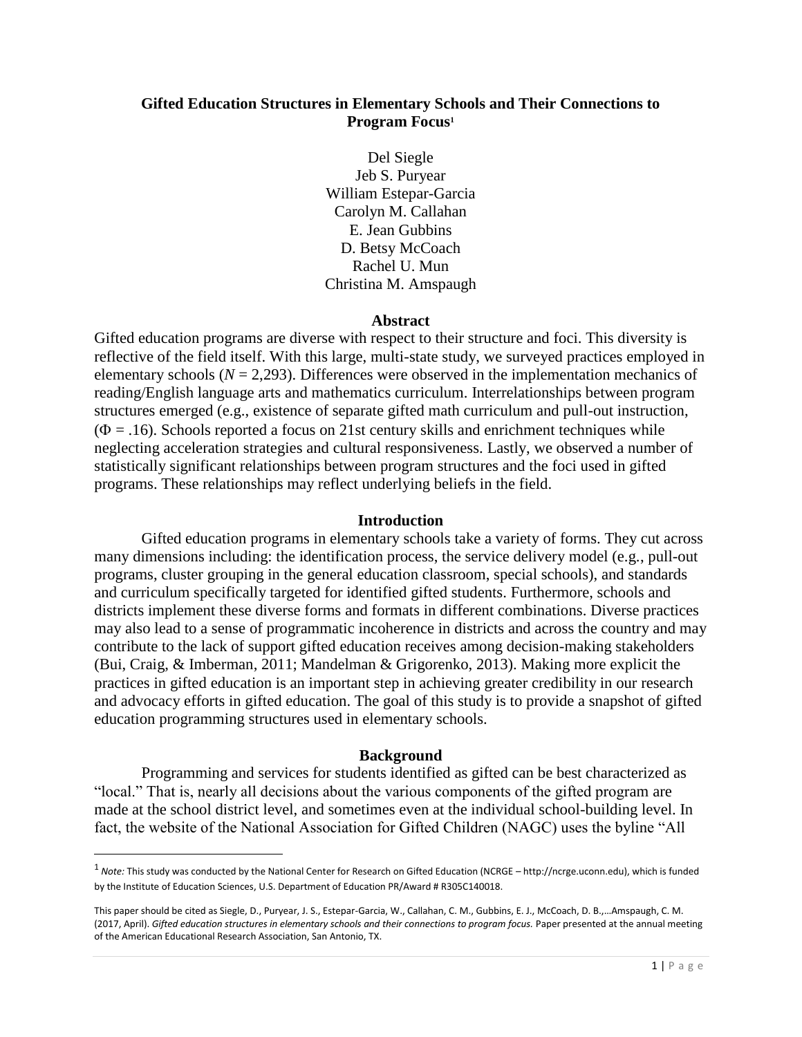# Gifted Education Structures in Elementary Schools and Their Connections to Program Focus[1]

Del Siegle
Jeb S. Puryear
William Estepar-Garcia
Carolyn M. Callahan
E. Jean Gubbins
D. Betsy McCoach
Rachel U. Mun
Christina M. Amspaugh

## Abstract

Gifted education programs are diverse with respect to their structure and foci. This diversity is reflective of the field itself. With this large, multi-state study, we surveyed practices employed in elementary schools ($N = 2{,}293$). Differences were observed in the implementation mechanics of reading/English language arts and mathematics curriculum. Interrelationships between program structures emerged (e.g., existence of separate gifted math curriculum and pull-out instruction, ($\Phi = .16$). Schools reported a focus on 21st century skills and enrichment techniques while neglecting acceleration strategies and cultural responsiveness. Lastly, we observed a number of statistically significant relationships between program structures and the foci used in gifted programs. These relationships may reflect underlying beliefs in the field.

## Introduction

Gifted education programs in elementary schools take a variety of forms. They cut across many dimensions including: the identification process, the service delivery model (e.g., pull-out programs, cluster grouping in the general education classroom, special schools), and standards and curriculum specifically targeted for identified gifted students. Furthermore, schools and districts implement these diverse forms and formats in different combinations. Diverse practices may also lead to a sense of programmatic incoherence in districts and across the country and may contribute to the lack of support gifted education receives among decision-making stakeholders (Bui, Craig, & Imberman, 2011; Mandelman & Grigorenko, 2013). Making more explicit the practices in gifted education is an important step in achieving greater credibility in our research and advocacy efforts in gifted education. The goal of this study is to provide a snapshot of gifted education programming structures used in elementary schools.

## Background

Programming and services for students identified as gifted can be best characterized as "local." That is, nearly all decisions about the various components of the gifted program are made at the school district level, and sometimes even at the individual school-building level. In fact, the website of the National Association for Gifted Children (NAGC) uses the byline "All

---

[1] *Note:* This study was conducted by the National Center for Research on Gifted Education (NCRGE – http://ncrge.uconn.edu), which is funded by the Institute of Education Sciences, U.S. Department of Education PR/Award # R305C140018.

This paper should be cited as Siegle, D., Puryear, J. S., Estepar-Garcia, W., Callahan, C. M., Gubbins, E. J., McCoach, D. B.,…Amspaugh, C. M. (2017, April). *Gifted education structures in elementary schools and their connections to program focus.* Paper presented at the annual meeting of the American Educational Research Association, San Antonio, TX.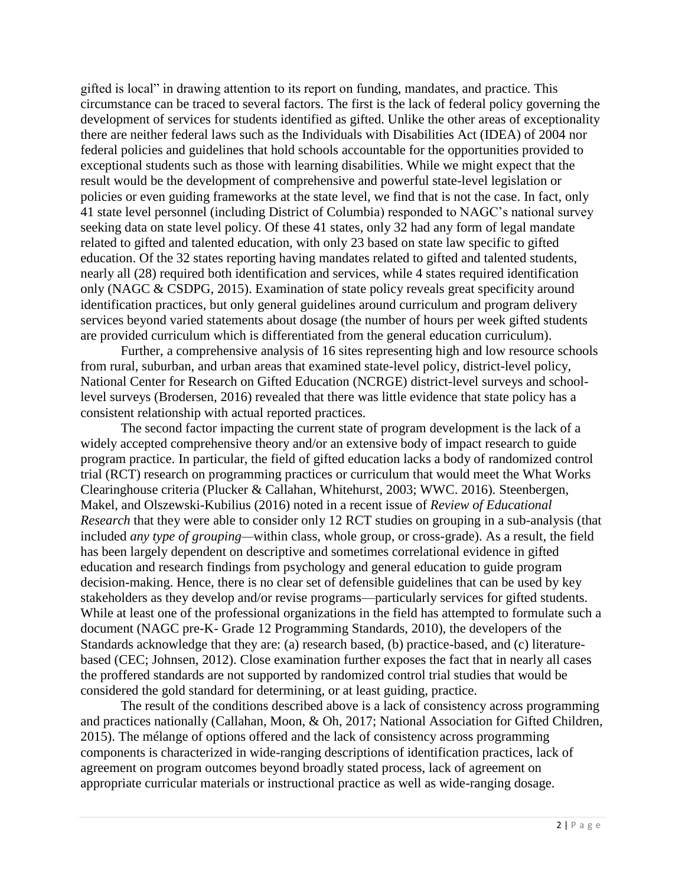gifted is local" in drawing attention to its report on funding, mandates, and practice. This circumstance can be traced to several factors. The first is the lack of federal policy governing the development of services for students identified as gifted. Unlike the other areas of exceptionality there are neither federal laws such as the Individuals with Disabilities Act (IDEA) of 2004 nor federal policies and guidelines that hold schools accountable for the opportunities provided to exceptional students such as those with learning disabilities. While we might expect that the result would be the development of comprehensive and powerful state-level legislation or policies or even guiding frameworks at the state level, we find that is not the case. In fact, only 41 state level personnel (including District of Columbia) responded to NAGC's national survey seeking data on state level policy. Of these 41 states, only 32 had any form of legal mandate related to gifted and talented education, with only 23 based on state law specific to gifted education. Of the 32 states reporting having mandates related to gifted and talented students, nearly all (28) required both identification and services, while 4 states required identification only (NAGC & CSDPG, 2015). Examination of state policy reveals great specificity around identification practices, but only general guidelines around curriculum and program delivery services beyond varied statements about dosage (the number of hours per week gifted students are provided curriculum which is differentiated from the general education curriculum).

Further, a comprehensive analysis of 16 sites representing high and low resource schools from rural, suburban, and urban areas that examined state-level policy, district-level policy, National Center for Research on Gifted Education (NCRGE) district-level surveys and school-level surveys (Brodersen, 2016) revealed that there was little evidence that state policy has a consistent relationship with actual reported practices.

The second factor impacting the current state of program development is the lack of a widely accepted comprehensive theory and/or an extensive body of impact research to guide program practice. In particular, the field of gifted education lacks a body of randomized control trial (RCT) research on programming practices or curriculum that would meet the What Works Clearinghouse criteria (Plucker & Callahan, Whitehurst, 2003; WWC. 2016). Steenbergen, Makel, and Olszewski-Kubilius (2016) noted in a recent issue of *Review of Educational Research* that they were able to consider only 12 RCT studies on grouping in a sub-analysis (that included *any type of grouping*—within class, whole group, or cross-grade). As a result, the field has been largely dependent on descriptive and sometimes correlational evidence in gifted education and research findings from psychology and general education to guide program decision-making. Hence, there is no clear set of defensible guidelines that can be used by key stakeholders as they develop and/or revise programs—particularly services for gifted students. While at least one of the professional organizations in the field has attempted to formulate such a document (NAGC pre-K- Grade 12 Programming Standards, 2010), the developers of the Standards acknowledge that they are: (a) research based, (b) practice-based, and (c) literature-based (CEC; Johnsen, 2012). Close examination further exposes the fact that in nearly all cases the proffered standards are not supported by randomized control trial studies that would be considered the gold standard for determining, or at least guiding, practice.

The result of the conditions described above is a lack of consistency across programming and practices nationally (Callahan, Moon, & Oh, 2017; National Association for Gifted Children, 2015). The mélange of options offered and the lack of consistency across programming components is characterized in wide-ranging descriptions of identification practices, lack of agreement on program outcomes beyond broadly stated process, lack of agreement on appropriate curricular materials or instructional practice as well as wide-ranging dosage.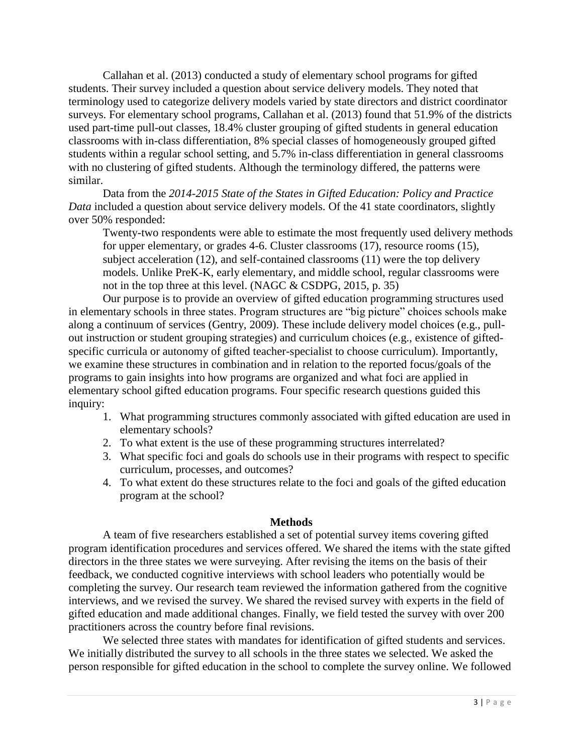Callahan et al. (2013) conducted a study of elementary school programs for gifted students. Their survey included a question about service delivery models. They noted that terminology used to categorize delivery models varied by state directors and district coordinator surveys. For elementary school programs, Callahan et al. (2013) found that 51.9% of the districts used part-time pull-out classes, 18.4% cluster grouping of gifted students in general education classrooms with in-class differentiation, 8% special classes of homogeneously grouped gifted students within a regular school setting, and 5.7% in-class differentiation in general classrooms with no clustering of gifted students. Although the terminology differed, the patterns were similar.

Data from the *2014-2015 State of the States in Gifted Education: Policy and Practice Data* included a question about service delivery models. Of the 41 state coordinators, slightly over 50% responded:

> Twenty-two respondents were able to estimate the most frequently used delivery methods for upper elementary, or grades 4-6. Cluster classrooms (17), resource rooms (15), subject acceleration (12), and self-contained classrooms (11) were the top delivery models. Unlike PreK-K, early elementary, and middle school, regular classrooms were not in the top three at this level. (NAGC & CSDPG, 2015, p. 35)

Our purpose is to provide an overview of gifted education programming structures used in elementary schools in three states. Program structures are "big picture" choices schools make along a continuum of services (Gentry, 2009). These include delivery model choices (e.g., pull-out instruction or student grouping strategies) and curriculum choices (e.g., existence of gifted-specific curricula or autonomy of gifted teacher-specialist to choose curriculum). Importantly, we examine these structures in combination and in relation to the reported focus/goals of the programs to gain insights into how programs are organized and what foci are applied in elementary school gifted education programs. Four specific research questions guided this inquiry:

1. What programming structures commonly associated with gifted education are used in elementary schools?
2. To what extent is the use of these programming structures interrelated?
3. What specific foci and goals do schools use in their programs with respect to specific curriculum, processes, and outcomes?
4. To what extent do these structures relate to the foci and goals of the gifted education program at the school?

## Methods

A team of five researchers established a set of potential survey items covering gifted program identification procedures and services offered. We shared the items with the state gifted directors in the three states we were surveying. After revising the items on the basis of their feedback, we conducted cognitive interviews with school leaders who potentially would be completing the survey. Our research team reviewed the information gathered from the cognitive interviews, and we revised the survey. We shared the revised survey with experts in the field of gifted education and made additional changes. Finally, we field tested the survey with over 200 practitioners across the country before final revisions.

We selected three states with mandates for identification of gifted students and services. We initially distributed the survey to all schools in the three states we selected. We asked the person responsible for gifted education in the school to complete the survey online. We followed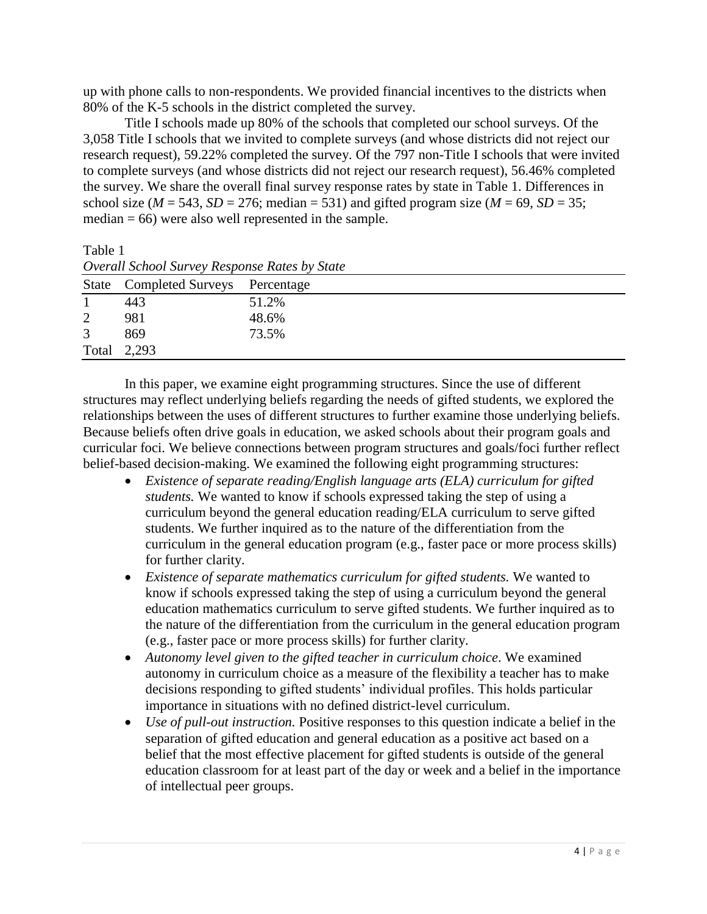up with phone calls to non-respondents. We provided financial incentives to the districts when 80% of the K-5 schools in the district completed the survey.

Title I schools made up 80% of the schools that completed our school surveys. Of the 3,058 Title I schools that we invited to complete surveys (and whose districts did not reject our research request), 59.22% completed the survey. Of the 797 non-Title I schools that were invited to complete surveys (and whose districts did not reject our research request), 56.46% completed the survey. We share the overall final survey response rates by state in Table 1. Differences in school size ($M$ = 543, $SD$ = 276; median = 531) and gifted program size ($M$ = 69, $SD$ = 35; median = 66) were also well represented in the sample.

Table 1

*Overall School Survey Response Rates by State*

| State | Completed Surveys | Percentage |
|---|---|---|
| 1 | 443 | 51.2% |
| 2 | 981 | 48.6% |
| 3 | 869 | 73.5% |
| Total | 2,293 | |

In this paper, we examine eight programming structures. Since the use of different structures may reflect underlying beliefs regarding the needs of gifted students, we explored the relationships between the uses of different structures to further examine those underlying beliefs. Because beliefs often drive goals in education, we asked schools about their program goals and curricular foci. We believe connections between program structures and goals/foci further reflect belief-based decision-making. We examined the following eight programming structures:

- *Existence of separate reading/English language arts (ELA) curriculum for gifted students.* We wanted to know if schools expressed taking the step of using a curriculum beyond the general education reading/ELA curriculum to serve gifted students. We further inquired as to the nature of the differentiation from the curriculum in the general education program (e.g., faster pace or more process skills) for further clarity.
- *Existence of separate mathematics curriculum for gifted students.* We wanted to know if schools expressed taking the step of using a curriculum beyond the general education mathematics curriculum to serve gifted students. We further inquired as to the nature of the differentiation from the curriculum in the general education program (e.g., faster pace or more process skills) for further clarity.
- *Autonomy level given to the gifted teacher in curriculum choice*. We examined autonomy in curriculum choice as a measure of the flexibility a teacher has to make decisions responding to gifted students' individual profiles. This holds particular importance in situations with no defined district-level curriculum.
- *Use of pull-out instruction.* Positive responses to this question indicate a belief in the separation of gifted education and general education as a positive act based on a belief that the most effective placement for gifted students is outside of the general education classroom for at least part of the day or week and a belief in the importance of intellectual peer groups.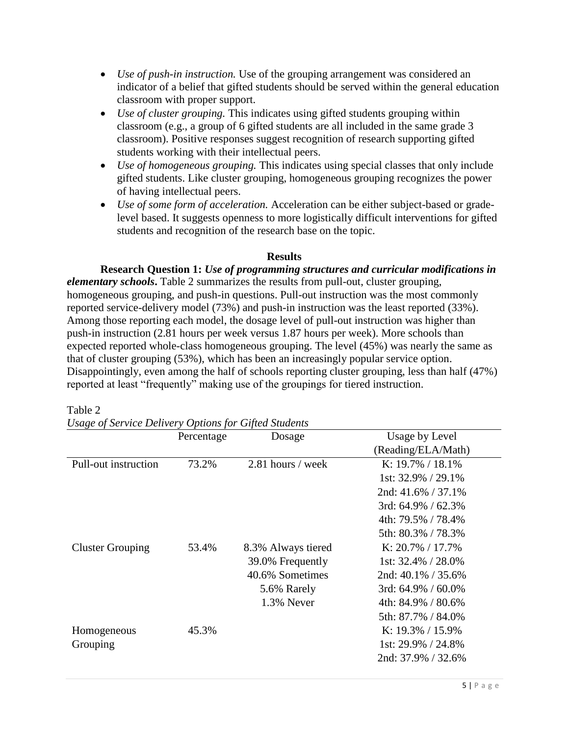- *Use of push-in instruction.* Use of the grouping arrangement was considered an indicator of a belief that gifted students should be served within the general education classroom with proper support.
- *Use of cluster grouping.* This indicates using gifted students grouping within classroom (e.g., a group of 6 gifted students are all included in the same grade 3 classroom). Positive responses suggest recognition of research supporting gifted students working with their intellectual peers.
- *Use of homogeneous grouping.* This indicates using special classes that only include gifted students. Like cluster grouping, homogeneous grouping recognizes the power of having intellectual peers.
- *Use of some form of acceleration.* Acceleration can be either subject-based or grade-level based. It suggests openness to more logistically difficult interventions for gifted students and recognition of the research base on the topic.

## Results

**Research Question 1:** ***Use of programming structures and curricular modifications in elementary schools*.** Table 2 summarizes the results from pull-out, cluster grouping, homogeneous grouping, and push-in questions. Pull-out instruction was the most commonly reported service-delivery model (73%) and push-in instruction was the least reported (33%). Among those reporting each model, the dosage level of pull-out instruction was higher than push-in instruction (2.81 hours per week versus 1.87 hours per week). More schools than expected reported whole-class homogeneous grouping. The level (45%) was nearly the same as that of cluster grouping (53%), which has been an increasingly popular service option. Disappointingly, even among the half of schools reporting cluster grouping, less than half (47%) reported at least "frequently" making use of the groupings for tiered instruction.

Table 2
*Usage of Service Delivery Options for Gifted Students*

| | Percentage | Dosage | Usage by Level (Reading/ELA/Math) |
|---|---|---|---|
| Pull-out instruction | 73.2% | 2.81 hours / week | K: 19.7% / 18.1% |
| | | | 1st: 32.9% / 29.1% |
| | | | 2nd: 41.6% / 37.1% |
| | | | 3rd: 64.9% / 62.3% |
| | | | 4th: 79.5% / 78.4% |
| | | | 5th: 80.3% / 78.3% |
| Cluster Grouping | 53.4% | 8.3% Always tiered | K: 20.7% / 17.7% |
| | | 39.0% Frequently | 1st: 32.4% / 28.0% |
| | | 40.6% Sometimes | 2nd: 40.1% / 35.6% |
| | | 5.6% Rarely | 3rd: 64.9% / 60.0% |
| | | 1.3% Never | 4th: 84.9% / 80.6% |
| | | | 5th: 87.7% / 84.0% |
| Homogeneous Grouping | 45.3% | | K: 19.3% / 15.9% |
| | | | 1st: 29.9% / 24.8% |
| | | | 2nd: 37.9% / 32.6% |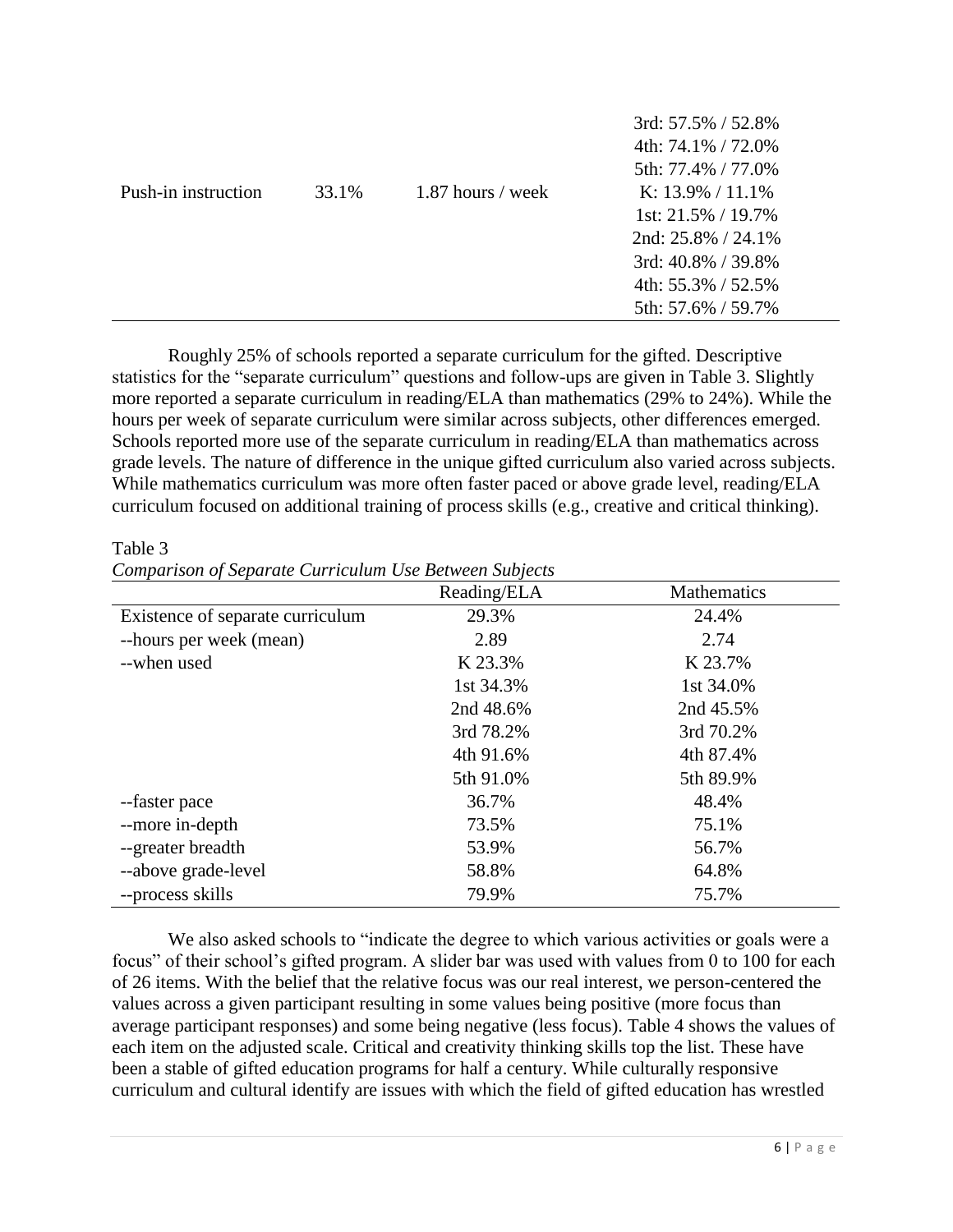| | | | 3rd: 57.5% / 52.8%<br>4th: 74.1% / 72.0%<br>5th: 77.4% / 77.0% |
|---|---|---|---|
| Push-in instruction | 33.1% | 1.87 hours / week | K: 13.9% / 11.1%<br>1st: 21.5% / 19.7%<br>2nd: 25.8% / 24.1%<br>3rd: 40.8% / 39.8%<br>4th: 55.3% / 52.5%<br>5th: 57.6% / 59.7% |

Roughly 25% of schools reported a separate curriculum for the gifted. Descriptive statistics for the "separate curriculum" questions and follow-ups are given in Table 3. Slightly more reported a separate curriculum in reading/ELA than mathematics (29% to 24%). While the hours per week of separate curriculum were similar across subjects, other differences emerged. Schools reported more use of the separate curriculum in reading/ELA than mathematics across grade levels. The nature of difference in the unique gifted curriculum also varied across subjects. While mathematics curriculum was more often faster paced or above grade level, reading/ELA curriculum focused on additional training of process skills (e.g., creative and critical thinking).

Table 3
*Comparison of Separate Curriculum Use Between Subjects*

| | Reading/ELA | Mathematics |
|---|---|---|
| Existence of separate curriculum | 29.3% | 24.4% |
| --hours per week (mean) | 2.89 | 2.74 |
| --when used | K 23.3% | K 23.7% |
| | 1st 34.3% | 1st 34.0% |
| | 2nd 48.6% | 2nd 45.5% |
| | 3rd 78.2% | 3rd 70.2% |
| | 4th 91.6% | 4th 87.4% |
| | 5th 91.0% | 5th 89.9% |
| --faster pace | 36.7% | 48.4% |
| --more in-depth | 73.5% | 75.1% |
| --greater breadth | 53.9% | 56.7% |
| --above grade-level | 58.8% | 64.8% |
| --process skills | 79.9% | 75.7% |

We also asked schools to "indicate the degree to which various activities or goals were a focus" of their school's gifted program. A slider bar was used with values from 0 to 100 for each of 26 items. With the belief that the relative focus was our real interest, we person-centered the values across a given participant resulting in some values being positive (more focus than average participant responses) and some being negative (less focus). Table 4 shows the values of each item on the adjusted scale. Critical and creativity thinking skills top the list. These have been a stable of gifted education programs for half a century. While culturally responsive curriculum and cultural identify are issues with which the field of gifted education has wrestled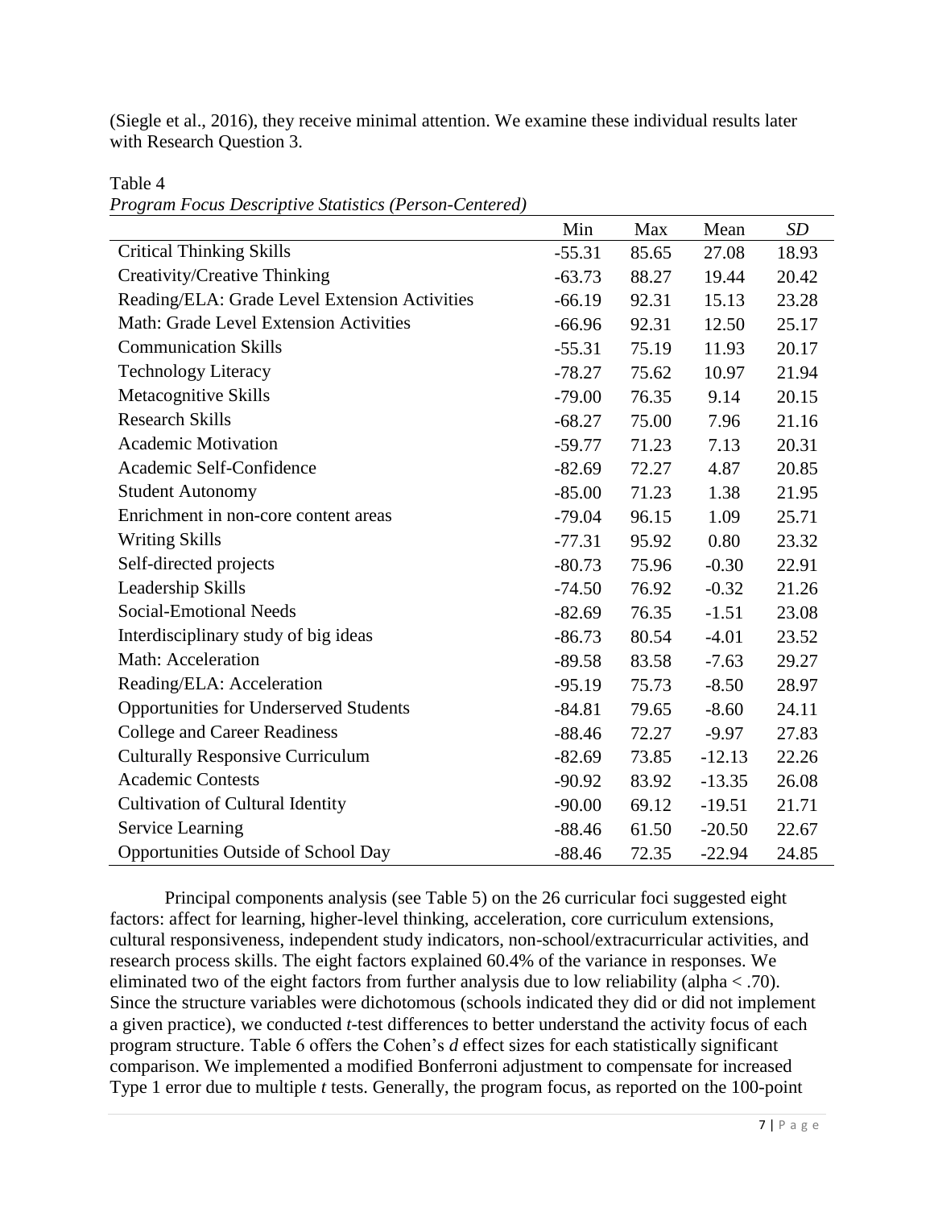(Siegle et al., 2016), they receive minimal attention. We examine these individual results later with Research Question 3.

Table 4
*Program Focus Descriptive Statistics (Person-Centered)*

| | Min | Max | Mean | *SD* |
|---|---|---|---|---|
| Critical Thinking Skills | -55.31 | 85.65 | 27.08 | 18.93 |
| Creativity/Creative Thinking | -63.73 | 88.27 | 19.44 | 20.42 |
| Reading/ELA: Grade Level Extension Activities | -66.19 | 92.31 | 15.13 | 23.28 |
| Math: Grade Level Extension Activities | -66.96 | 92.31 | 12.50 | 25.17 |
| Communication Skills | -55.31 | 75.19 | 11.93 | 20.17 |
| Technology Literacy | -78.27 | 75.62 | 10.97 | 21.94 |
| Metacognitive Skills | -79.00 | 76.35 | 9.14 | 20.15 |
| Research Skills | -68.27 | 75.00 | 7.96 | 21.16 |
| Academic Motivation | -59.77 | 71.23 | 7.13 | 20.31 |
| Academic Self-Confidence | -82.69 | 72.27 | 4.87 | 20.85 |
| Student Autonomy | -85.00 | 71.23 | 1.38 | 21.95 |
| Enrichment in non-core content areas | -79.04 | 96.15 | 1.09 | 25.71 |
| Writing Skills | -77.31 | 95.92 | 0.80 | 23.32 |
| Self-directed projects | -80.73 | 75.96 | -0.30 | 22.91 |
| Leadership Skills | -74.50 | 76.92 | -0.32 | 21.26 |
| Social-Emotional Needs | -82.69 | 76.35 | -1.51 | 23.08 |
| Interdisciplinary study of big ideas | -86.73 | 80.54 | -4.01 | 23.52 |
| Math: Acceleration | -89.58 | 83.58 | -7.63 | 29.27 |
| Reading/ELA: Acceleration | -95.19 | 75.73 | -8.50 | 28.97 |
| Opportunities for Underserved Students | -84.81 | 79.65 | -8.60 | 24.11 |
| College and Career Readiness | -88.46 | 72.27 | -9.97 | 27.83 |
| Culturally Responsive Curriculum | -82.69 | 73.85 | -12.13 | 22.26 |
| Academic Contests | -90.92 | 83.92 | -13.35 | 26.08 |
| Cultivation of Cultural Identity | -90.00 | 69.12 | -19.51 | 21.71 |
| Service Learning | -88.46 | 61.50 | -20.50 | 22.67 |
| Opportunities Outside of School Day | -88.46 | 72.35 | -22.94 | 24.85 |

Principal components analysis (see Table 5) on the 26 curricular foci suggested eight factors: affect for learning, higher-level thinking, acceleration, core curriculum extensions, cultural responsiveness, independent study indicators, non-school/extracurricular activities, and research process skills. The eight factors explained 60.4% of the variance in responses. We eliminated two of the eight factors from further analysis due to low reliability (alpha < .70). Since the structure variables were dichotomous (schools indicated they did or did not implement a given practice), we conducted *t*-test differences to better understand the activity focus of each program structure. Table 6 offers the Cohen's *d* effect sizes for each statistically significant comparison. We implemented a modified Bonferroni adjustment to compensate for increased Type 1 error due to multiple *t* tests. Generally, the program focus, as reported on the 100-point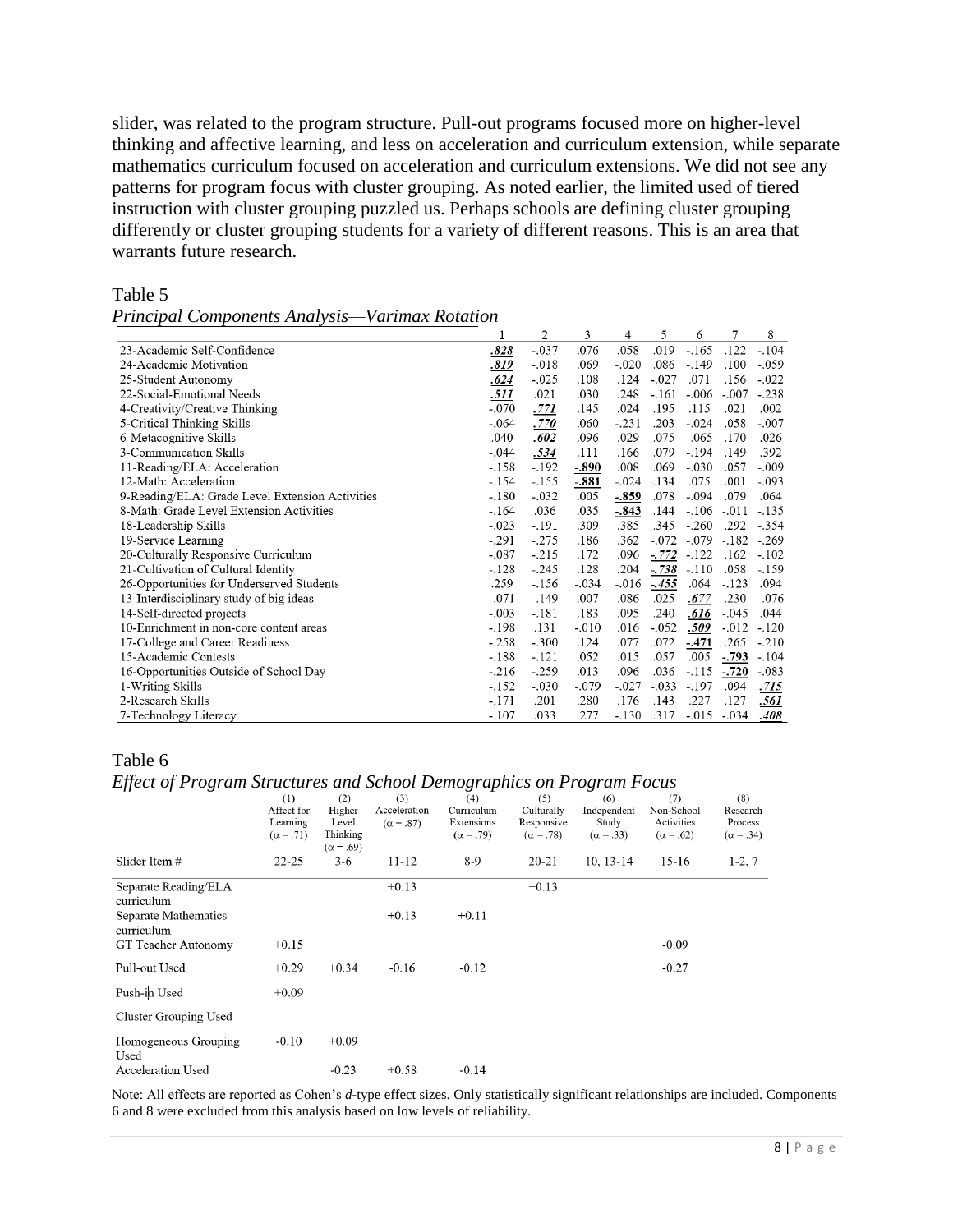slider, was related to the program structure. Pull-out programs focused more on higher-level thinking and affective learning, and less on acceleration and curriculum extension, while separate mathematics curriculum focused on acceleration and curriculum extensions. We did not see any patterns for program focus with cluster grouping. As noted earlier, the limited used of tiered instruction with cluster grouping puzzled us. Perhaps schools are defining cluster grouping differently or cluster grouping students for a variety of different reasons. This is an area that warrants future research.

Table 5
*Principal Components Analysis—Varimax Rotation*

| | 1 | 2 | 3 | 4 | 5 | 6 | 7 | 8 |
|---|---|---|---|---|---|---|---|---|
| 23-Academic Self-Confidence | **.828** | -.037 | .076 | .058 | .019 | -.165 | .122 | -.104 |
| 24-Academic Motivation | **.819** | -.018 | .069 | -.020 | .086 | -.149 | .100 | -.059 |
| 25-Student Autonomy | **.624** | -.025 | .108 | .124 | -.027 | .071 | .156 | -.022 |
| 22-Social-Emotional Needs | **.511** | .021 | .030 | .248 | -.161 | -.006 | -.007 | -.238 |
| 4-Creativity/Creative Thinking | -.070 | **.771** | .145 | .024 | .195 | .115 | .021 | .002 |
| 5-Critical Thinking Skills | -.064 | **.770** | .060 | -.231 | .203 | -.024 | .058 | -.007 |
| 6-Metacognitive Skills | .040 | **.602** | .096 | .029 | .075 | -.065 | .170 | .026 |
| 3-Communication Skills | -.044 | **.534** | .111 | .166 | .079 | -.194 | .149 | .392 |
| 11-Reading/ELA: Acceleration | -.158 | -.192 | **-.890** | .008 | .069 | -.030 | .057 | -.009 |
| 12-Math: Acceleration | -.154 | -.155 | **-.881** | -.024 | .134 | .075 | .001 | -.093 |
| 9-Reading/ELA: Grade Level Extension Activities | -.180 | -.032 | .005 | **-.859** | .078 | -.094 | .079 | .064 |
| 8-Math: Grade Level Extension Activities | -.164 | .036 | .035 | **-.843** | .144 | -.106 | -.011 | -.135 |
| 18-Leadership Skills | -.023 | -.191 | .309 | .385 | .345 | -.260 | .292 | -.354 |
| 19-Service Learning | -.291 | -.275 | .186 | .362 | -.072 | -.079 | -.182 | -.269 |
| 20-Culturally Responsive Curriculum | -.087 | -.215 | .172 | .096 | **-.772** | -.122 | .162 | -.102 |
| 21-Cultivation of Cultural Identity | -.128 | -.245 | .128 | .204 | **-.738** | -.110 | .058 | -.159 |
| 26-Opportunities for Underserved Students | .259 | -.156 | -.034 | -.016 | **-.455** | .064 | -.123 | .094 |
| 13-Interdisciplinary study of big ideas | -.071 | -.149 | .007 | .086 | .025 | **.677** | .230 | -.076 |
| 14-Self-directed projects | -.003 | -.181 | .183 | .095 | .240 | **.616** | -.045 | .044 |
| 10-Enrichment in non-core content areas | -.198 | .131 | -.010 | .016 | -.052 | **.509** | -.012 | -.120 |
| 17-College and Career Readiness | -.258 | -.300 | .124 | .077 | .072 | **-.471** | .265 | -.210 |
| 15-Academic Contests | -.188 | -.121 | .052 | .015 | .057 | .005 | **-.793** | -.104 |
| 16-Opportunities Outside of School Day | -.216 | -.259 | .013 | .096 | .036 | -.115 | **-.720** | -.083 |
| 1-Writing Skills | -.152 | -.030 | -.079 | -.027 | -.033 | -.197 | .094 | **.715** |
| 2-Research Skills | -.171 | .201 | .280 | .176 | .143 | .227 | .127 | **.561** |
| 7-Technology Literacy | -.107 | .033 | .277 | -.130 | .317 | -.015 | -.034 | **.408** |

Table 6
*Effect of Program Structures and School Demographics on Program Focus*

| | (1) Affect for Learning ($\alpha = .71$) | (2) Higher Level Thinking ($\alpha = .69$) | (3) Acceleration ($\alpha = .87$) | (4) Curriculum Extensions ($\alpha = .79$) | (5) Culturally Responsive ($\alpha = .78$) | (6) Independent Study ($\alpha = .33$) | (7) Non-School Activities ($\alpha = .62$) | (8) Research Process ($\alpha = .34$) |
|---|---|---|---|---|---|---|---|---|
| Slider Item # | 22-25 | 3-6 | 11-12 | 8-9 | 20-21 | 10, 13-14 | 15-16 | 1-2, 7 |
| Separate Reading/ELA curriculum | | | +0.13 | | +0.13 | | | |
| Separate Mathematics curriculum | | | +0.13 | +0.11 | | | | |
| GT Teacher Autonomy | +0.15 | | | | | | -0.09 | |
| Pull-out Used | +0.29 | +0.34 | -0.16 | -0.12 | | | -0.27 | |
| Push-in Used | +0.09 | | | | | | | |
| Cluster Grouping Used | | | | | | | | |
| Homogeneous Grouping Used | -0.10 | +0.09 | | | | | | |
| Acceleration Used | | -0.23 | +0.58 | -0.14 | | | | |

Note: All effects are reported as Cohen's *d*-type effect sizes. Only statistically significant relationships are included. Components 6 and 8 were excluded from this analysis based on low levels of reliability.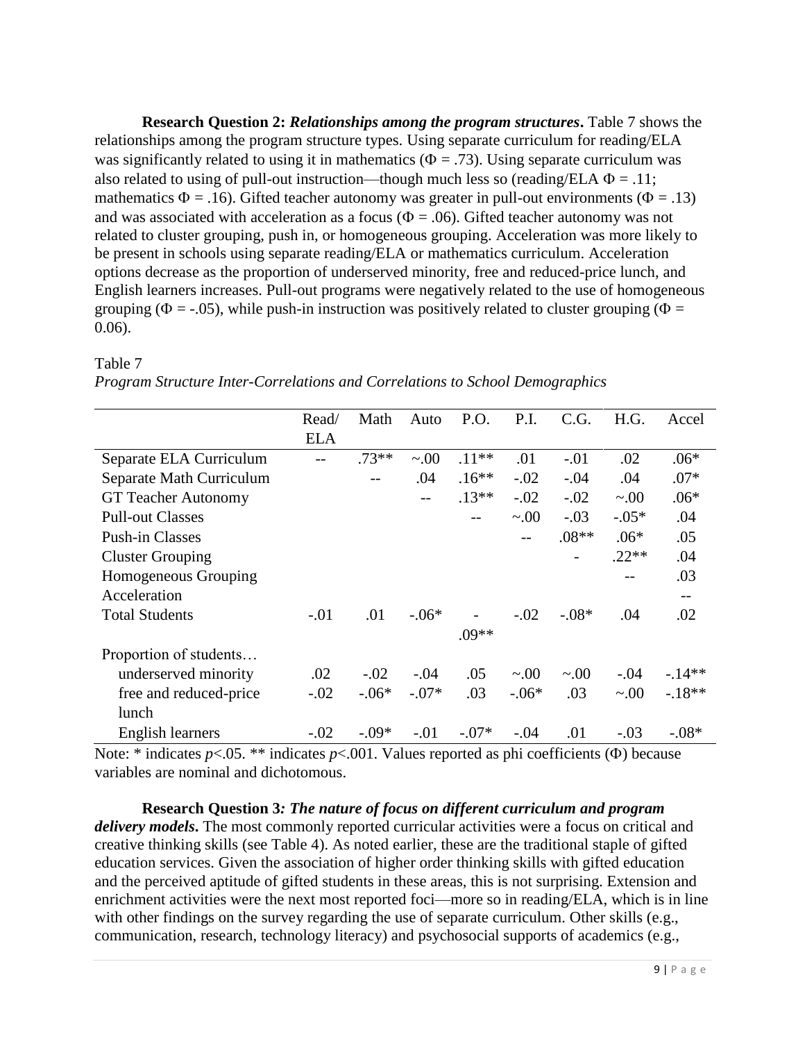**Research Question 2:** ***Relationships among the program structures*****.** Table 7 shows the relationships among the program structure types. Using separate curriculum for reading/ELA was significantly related to using it in mathematics (Φ = .73). Using separate curriculum was also related to using of pull-out instruction—though much less so (reading/ELA Φ = .11; mathematics Φ = .16). Gifted teacher autonomy was greater in pull-out environments (Φ = .13) and was associated with acceleration as a focus (Φ = .06). Gifted teacher autonomy was not related to cluster grouping, push in, or homogeneous grouping. Acceleration was more likely to be present in schools using separate reading/ELA or mathematics curriculum. Acceleration options decrease as the proportion of underserved minority, free and reduced-price lunch, and English learners increases. Pull-out programs were negatively related to the use of homogeneous grouping (Φ = -.05), while push-in instruction was positively related to cluster grouping (Φ = 0.06).

Table 7

*Program Structure Inter-Correlations and Correlations to School Demographics*

| | Read/ ELA | Math | Auto | P.O. | P.I. | C.G. | H.G. | Accel |
|---|---|---|---|---|---|---|---|---|
| Separate ELA Curriculum | -- | .73** | ~.00 | .11** | .01 | -.01 | .02 | .06* |
| Separate Math Curriculum | | -- | .04 | .16** | -.02 | -.04 | .04 | .07* |
| GT Teacher Autonomy | | | -- | .13** | -.02 | -.02 | ~.00 | .06* |
| Pull-out Classes | | | | -- | ~.00 | -.03 | -.05* | .04 |
| Push-in Classes | | | | | -- | .08** | .06* | .05 |
| Cluster Grouping | | | | | | - | .22** | .04 |
| Homogeneous Grouping | | | | | | | -- | .03 |
| Acceleration | | | | | | | | -- |
| Total Students | -.01 | .01 | -.06* | -.09** | -.02 | -.08* | .04 | .02 |
| Proportion of students… | | | | | | | | |
| underserved minority | .02 | -.02 | -.04 | .05 | ~.00 | ~.00 | -.04 | -.14** |
| free and reduced-price lunch | -.02 | -.06* | -.07* | .03 | -.06* | .03 | ~.00 | -.18** |
| English learners | -.02 | -.09* | -.01 | -.07* | -.04 | .01 | -.03 | -.08* |

Note: * indicates $p<.05$. ** indicates $p<.001$. Values reported as phi coefficients (Φ) because variables are nominal and dichotomous.

**Research Question 3*****: The nature of focus on different curriculum and program delivery models*****.** The most commonly reported curricular activities were a focus on critical and creative thinking skills (see Table 4). As noted earlier, these are the traditional staple of gifted education services. Given the association of higher order thinking skills with gifted education and the perceived aptitude of gifted students in these areas, this is not surprising. Extension and enrichment activities were the next most reported foci—more so in reading/ELA, which is in line with other findings on the survey regarding the use of separate curriculum. Other skills (e.g., communication, research, technology literacy) and psychosocial supports of academics (e.g.,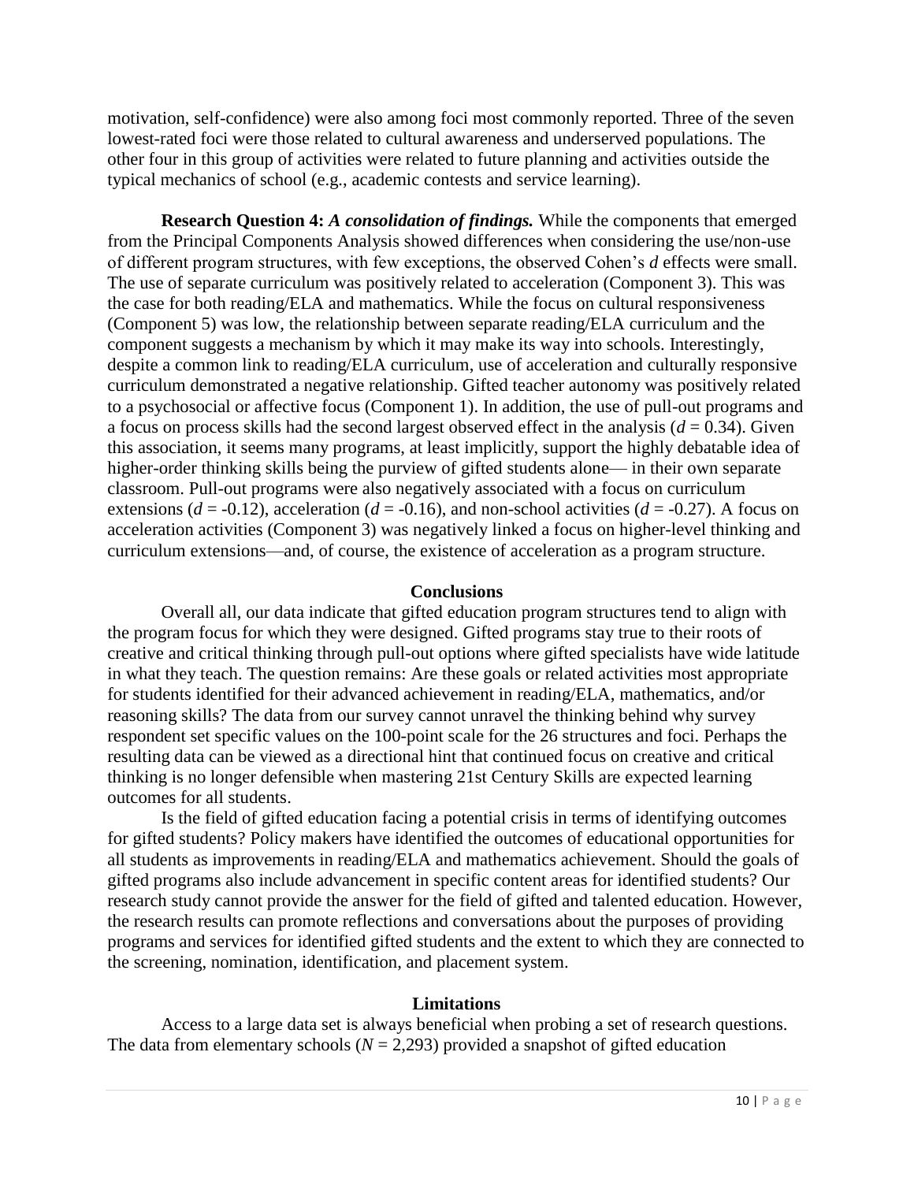motivation, self-confidence) were also among foci most commonly reported. Three of the seven lowest-rated foci were those related to cultural awareness and underserved populations. The other four in this group of activities were related to future planning and activities outside the typical mechanics of school (e.g., academic contests and service learning).

**Research Question 4:** ***A consolidation of findings.*** While the components that emerged from the Principal Components Analysis showed differences when considering the use/non-use of different program structures, with few exceptions, the observed Cohen's *d* effects were small. The use of separate curriculum was positively related to acceleration (Component 3). This was the case for both reading/ELA and mathematics. While the focus on cultural responsiveness (Component 5) was low, the relationship between separate reading/ELA curriculum and the component suggests a mechanism by which it may make its way into schools. Interestingly, despite a common link to reading/ELA curriculum, use of acceleration and culturally responsive curriculum demonstrated a negative relationship. Gifted teacher autonomy was positively related to a psychosocial or affective focus (Component 1). In addition, the use of pull-out programs and a focus on process skills had the second largest observed effect in the analysis ($d = 0.34$). Given this association, it seems many programs, at least implicitly, support the highly debatable idea of higher-order thinking skills being the purview of gifted students alone— in their own separate classroom. Pull-out programs were also negatively associated with a focus on curriculum extensions ($d = -0.12$), acceleration ($d = -0.16$), and non-school activities ($d = -0.27$). A focus on acceleration activities (Component 3) was negatively linked a focus on higher-level thinking and curriculum extensions—and, of course, the existence of acceleration as a program structure.

## Conclusions

Overall all, our data indicate that gifted education program structures tend to align with the program focus for which they were designed. Gifted programs stay true to their roots of creative and critical thinking through pull-out options where gifted specialists have wide latitude in what they teach. The question remains: Are these goals or related activities most appropriate for students identified for their advanced achievement in reading/ELA, mathematics, and/or reasoning skills? The data from our survey cannot unravel the thinking behind why survey respondent set specific values on the 100-point scale for the 26 structures and foci. Perhaps the resulting data can be viewed as a directional hint that continued focus on creative and critical thinking is no longer defensible when mastering 21st Century Skills are expected learning outcomes for all students.

Is the field of gifted education facing a potential crisis in terms of identifying outcomes for gifted students? Policy makers have identified the outcomes of educational opportunities for all students as improvements in reading/ELA and mathematics achievement. Should the goals of gifted programs also include advancement in specific content areas for identified students? Our research study cannot provide the answer for the field of gifted and talented education. However, the research results can promote reflections and conversations about the purposes of providing programs and services for identified gifted students and the extent to which they are connected to the screening, nomination, identification, and placement system.

## Limitations

Access to a large data set is always beneficial when probing a set of research questions. The data from elementary schools ($N = 2{,}293$) provided a snapshot of gifted education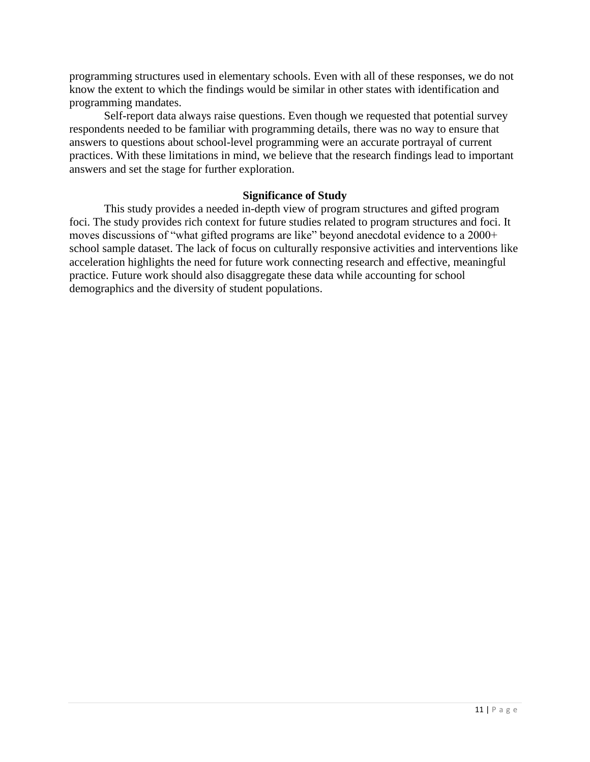programming structures used in elementary schools. Even with all of these responses, we do not know the extent to which the findings would be similar in other states with identification and programming mandates.

Self-report data always raise questions. Even though we requested that potential survey respondents needed to be familiar with programming details, there was no way to ensure that answers to questions about school-level programming were an accurate portrayal of current practices. With these limitations in mind, we believe that the research findings lead to important answers and set the stage for further exploration.

## Significance of Study

This study provides a needed in-depth view of program structures and gifted program foci. The study provides rich context for future studies related to program structures and foci. It moves discussions of "what gifted programs are like" beyond anecdotal evidence to a 2000+ school sample dataset. The lack of focus on culturally responsive activities and interventions like acceleration highlights the need for future work connecting research and effective, meaningful practice. Future work should also disaggregate these data while accounting for school demographics and the diversity of student populations.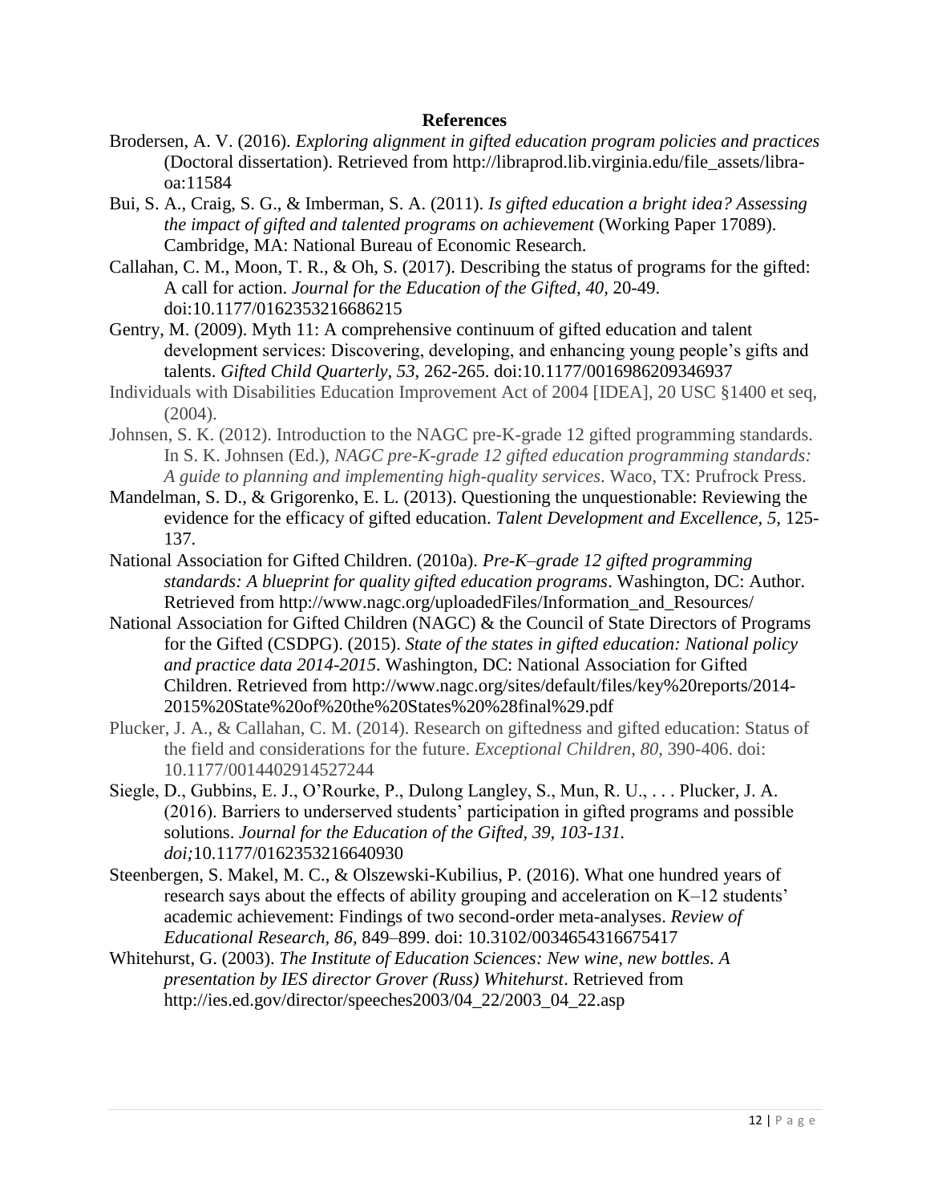## References

Brodersen, A. V. (2016). *Exploring alignment in gifted education program policies and practices* (Doctoral dissertation). Retrieved from http://libraprod.lib.virginia.edu/file_assets/libra-oa:11584

Bui, S. A., Craig, S. G., & Imberman, S. A. (2011). *Is gifted education a bright idea? Assessing the impact of gifted and talented programs on achievement* (Working Paper 17089). Cambridge, MA: National Bureau of Economic Research.

Callahan, C. M., Moon, T. R., & Oh, S. (2017). Describing the status of programs for the gifted: A call for action. *Journal for the Education of the Gifted, 40,* 20-49. doi:10.1177/0162353216686215

Gentry, M. (2009). Myth 11: A comprehensive continuum of gifted education and talent development services: Discovering, developing, and enhancing young people's gifts and talents. *Gifted Child Quarterly, 53,* 262-265. doi:10.1177/0016986209346937

Individuals with Disabilities Education Improvement Act of 2004 [IDEA], 20 USC §1400 et seq, (2004).

Johnsen, S. K. (2012). Introduction to the NAGC pre-K-grade 12 gifted programming standards. In S. K. Johnsen (Ed.), *NAGC pre-K-grade 12 gifted education programming standards: A guide to planning and implementing high-quality services*. Waco, TX: Prufrock Press.

Mandelman, S. D., & Grigorenko, E. L. (2013). Questioning the unquestionable: Reviewing the evidence for the efficacy of gifted education. *Talent Development and Excellence, 5,* 125-137.

National Association for Gifted Children. (2010a). *Pre-K–grade 12 gifted programming standards: A blueprint for quality gifted education programs*. Washington, DC: Author. Retrieved from http://www.nagc.org/uploadedFiles/Information_and_Resources/

National Association for Gifted Children (NAGC) & the Council of State Directors of Programs for the Gifted (CSDPG). (2015). *State of the states in gifted education: National policy and practice data 2014-2015*. Washington, DC: National Association for Gifted Children. Retrieved from http://www.nagc.org/sites/default/files/key%20reports/2014-2015%20State%20of%20the%20States%20%28final%29.pdf

Plucker, J. A., & Callahan, C. M. (2014). Research on giftedness and gifted education: Status of the field and considerations for the future. *Exceptional Children*, *80*, 390-406. doi: 10.1177/0014402914527244

Siegle, D., Gubbins, E. J., O'Rourke, P., Dulong Langley, S., Mun, R. U., . . . Plucker, J. A. (2016). Barriers to underserved students' participation in gifted programs and possible solutions. *Journal for the Education of the Gifted, 39, 103-131. doi;*10.1177/0162353216640930

Steenbergen, S. Makel, M. C., & Olszewski-Kubilius, P. (2016). What one hundred years of research says about the effects of ability grouping and acceleration on K–12 students' academic achievement: Findings of two second-order meta-analyses. *Review of Educational Research, 86,* 849–899. doi: 10.3102/0034654316675417

Whitehurst, G. (2003). *The Institute of Education Sciences: New wine, new bottles. A presentation by IES director Grover (Russ) Whitehurst*. Retrieved from http://ies.ed.gov/director/speeches2003/04_22/2003_04_22.asp